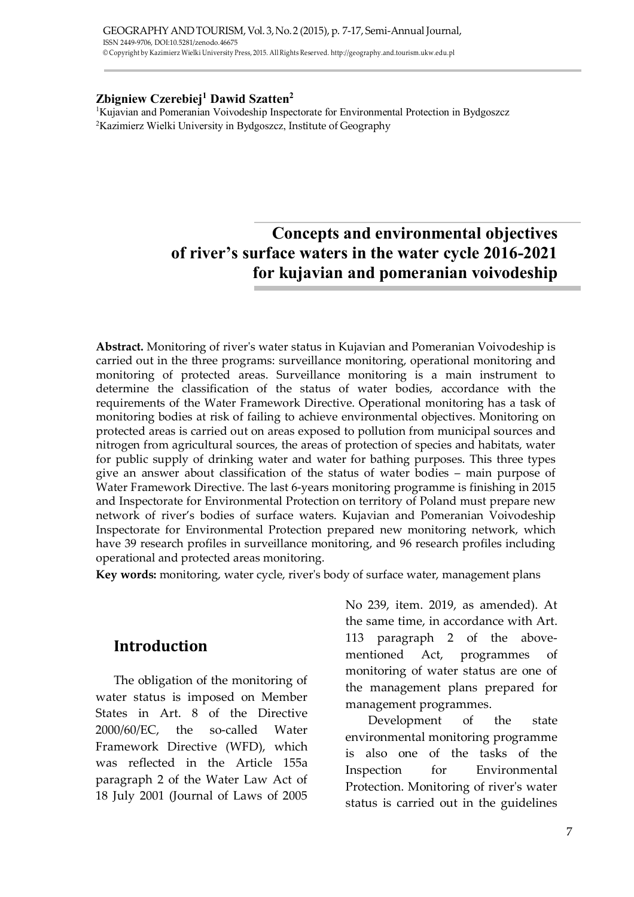**Zbigniew Czerebiej[1] Dawid Szatten[2]**

[1]Kujavian and Pomeranian Voivodeship Inspectorate for Environmental Protection in Bydgoszcz
[2]Kazimierz Wielki University in Bydgoszcz, Institute of Geography

# Concepts and environmental objectives of river's surface waters in the water cycle 2016-2021 for kujavian and pomeranian voivodeship

**Abstract.** Monitoring of river's water status in Kujavian and Pomeranian Voivodeship is carried out in the three programs: surveillance monitoring, operational monitoring and monitoring of protected areas. Surveillance monitoring is a main instrument to determine the classification of the status of water bodies, accordance with the requirements of the Water Framework Directive. Operational monitoring has a task of monitoring bodies at risk of failing to achieve environmental objectives. Monitoring on protected areas is carried out on areas exposed to pollution from municipal sources and nitrogen from agricultural sources, the areas of protection of species and habitats, water for public supply of drinking water and water for bathing purposes. This three types give an answer about classification of the status of water bodies – main purpose of Water Framework Directive. The last 6-years monitoring programme is finishing in 2015 and Inspectorate for Environmental Protection on territory of Poland must prepare new network of river's bodies of surface waters. Kujavian and Pomeranian Voivodeship Inspectorate for Environmental Protection prepared new monitoring network, which have 39 research profiles in surveillance monitoring, and 96 research profiles including operational and protected areas monitoring.

**Key words:** monitoring, water cycle, river's body of surface water, management plans

## Introduction

The obligation of the monitoring of water status is imposed on Member States in Art. 8 of the Directive 2000/60/EC, the so-called Water Framework Directive (WFD), which was reflected in the Article 155a paragraph 2 of the Water Law Act of 18 July 2001 (Journal of Laws of 2005 No 239, item. 2019, as amended). At the same time, in accordance with Art. 113 paragraph 2 of the above-mentioned Act, programmes of monitoring of water status are one of the management plans prepared for management programmes.

Development of the state environmental monitoring programme is also one of the tasks of the Inspection for Environmental Protection. Monitoring of river's water status is carried out in the guidelines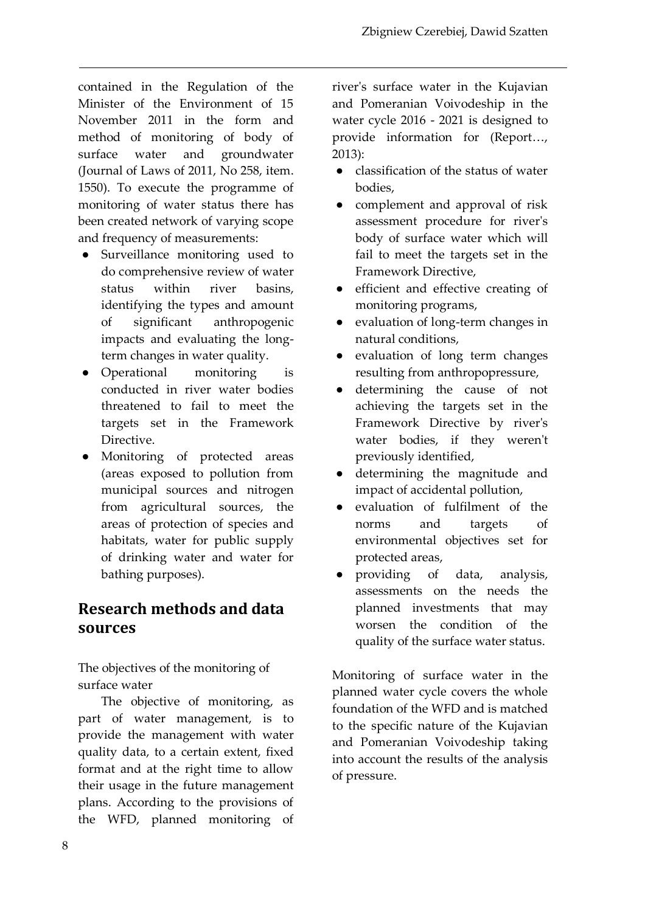contained in the Regulation of the Minister of the Environment of 15 November 2011 in the form and method of monitoring of body of surface water and groundwater (Journal of Laws of 2011, No 258, item. 1550). To execute the programme of monitoring of water status there has been created network of varying scope and frequency of measurements:

- Surveillance monitoring used to do comprehensive review of water status within river basins, identifying the types and amount of significant anthropogenic impacts and evaluating the long-term changes in water quality.
- Operational monitoring is conducted in river water bodies threatened to fail to meet the targets set in the Framework Directive.
- Monitoring of protected areas (areas exposed to pollution from municipal sources and nitrogen from agricultural sources, the areas of protection of species and habitats, water for public supply of drinking water and water for bathing purposes).

## Research methods and data sources

The objectives of the monitoring of surface water

The objective of monitoring, as part of water management, is to provide the management with water quality data, to a certain extent, fixed format and at the right time to allow their usage in the future management plans. According to the provisions of the WFD, planned monitoring of river's surface water in the Kujavian and Pomeranian Voivodeship in the water cycle 2016 - 2021 is designed to provide information for (Report…, 2013):

- classification of the status of water bodies,
- complement and approval of risk assessment procedure for river's body of surface water which will fail to meet the targets set in the Framework Directive,
- efficient and effective creating of monitoring programs,
- evaluation of long-term changes in natural conditions,
- evaluation of long term changes resulting from anthropopressure,
- determining the cause of not achieving the targets set in the Framework Directive by river's water bodies, if they weren't previously identified,
- determining the magnitude and impact of accidental pollution,
- evaluation of fulfilment of the norms and targets of environmental objectives set for protected areas,
- providing of data, analysis, assessments on the needs the planned investments that may worsen the condition of the quality of the surface water status.

Monitoring of surface water in the planned water cycle covers the whole foundation of the WFD and is matched to the specific nature of the Kujavian and Pomeranian Voivodeship taking into account the results of the analysis of pressure.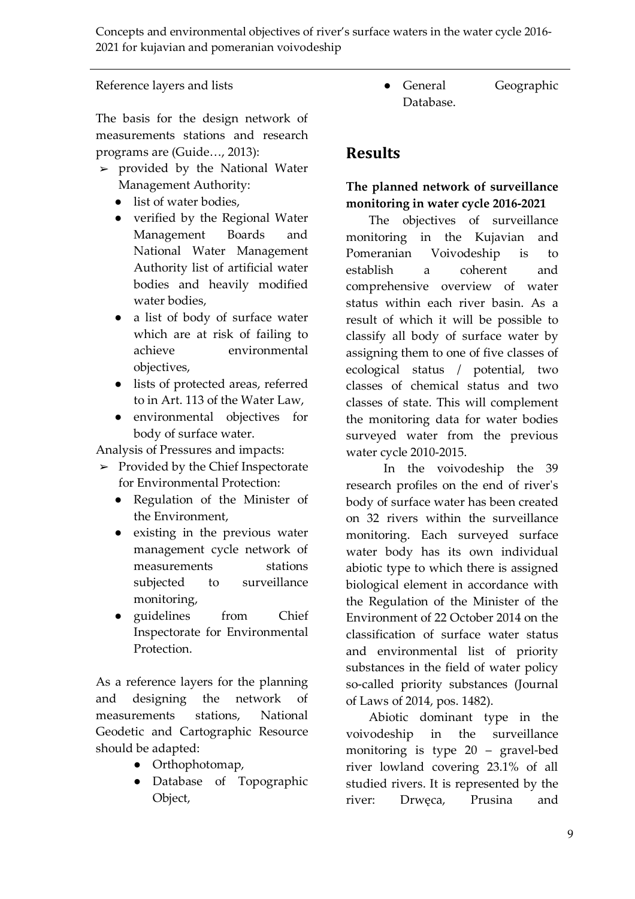Reference layers and lists

The basis for the design network of measurements stations and research programs are (Guide…, 2013):

- provided by the National Water Management Authority:
  - list of water bodies,
  - verified by the Regional Water Management Boards and National Water Management Authority list of artificial water bodies and heavily modified water bodies,
  - a list of body of surface water which are at risk of failing to achieve environmental objectives,
  - lists of protected areas, referred to in Art. 113 of the Water Law,
  - environmental objectives for body of surface water.

Analysis of Pressures and impacts:

- Provided by the Chief Inspectorate for Environmental Protection:
  - Regulation of the Minister of the Environment,
  - existing in the previous water management cycle network of measurements stations subjected to surveillance monitoring,
  - guidelines from Chief Inspectorate for Environmental Protection.

As a reference layers for the planning and designing the network of measurements stations, National Geodetic and Cartographic Resource should be adapted:

- Orthophotomap,
- Database of Topographic Object,
- General Geographic Database.

# Results

**The planned network of surveillance monitoring in water cycle 2016-2021**

The objectives of surveillance monitoring in the Kujavian and Pomeranian Voivodeship is to establish a coherent and comprehensive overview of water status within each river basin. As a result of which it will be possible to classify all body of surface water by assigning them to one of five classes of ecological status / potential, two classes of chemical status and two classes of state. This will complement the monitoring data for water bodies surveyed water from the previous water cycle 2010-2015.

In the voivodeship the 39 research profiles on the end of river's body of surface water has been created on 32 rivers within the surveillance monitoring. Each surveyed surface water body has its own individual abiotic type to which there is assigned biological element in accordance with the Regulation of the Minister of the Environment of 22 October 2014 on the classification of surface water status and environmental list of priority substances in the field of water policy so-called priority substances (Journal of Laws of 2014, pos. 1482).

Abiotic dominant type in the voivodeship in the surveillance monitoring is type 20 – gravel-bed river lowland covering 23.1% of all studied rivers. It is represented by the river: Drwęca, Prusina and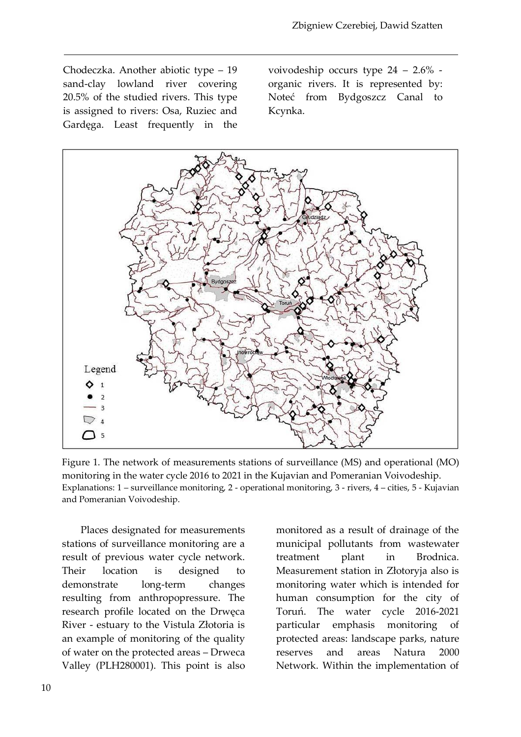Chodeczka. Another abiotic type – 19 sand-clay lowland river covering 20.5% of the studied rivers. This type is assigned to rivers: Osa, Ruziec and Gardęga. Least frequently in the voivodeship occurs type 24 – 2.6% - organic rivers. It is represented by: Noteć from Bydgoszcz Canal to Kcynka.

Figure 1. The network of measurements stations of surveillance (MS) and operational (MO) monitoring in the water cycle 2016 to 2021 in the Kujavian and Pomeranian Voivodeship.
Explanations: 1 – surveillance monitoring, 2 - operational monitoring, 3 - rivers, 4 – cities, 5 - Kujavian and Pomeranian Voivodeship.

Places designated for measurements stations of surveillance monitoring are a result of previous water cycle network. Their location is designed to demonstrate long-term changes resulting from anthropopressure. The research profile located on the Drwęca River - estuary to the Vistula Złotoria is an example of monitoring of the quality of water on the protected areas – Drweca Valley (PLH280001). This point is also monitored as a result of drainage of the municipal pollutants from wastewater treatment plant in Brodnica. Measurement station in Złotoryja also is monitoring water which is intended for human consumption for the city of Toruń. The water cycle 2016-2021 particular emphasis monitoring of protected areas: landscape parks, nature reserves and areas Natura 2000 Network. Within the implementation of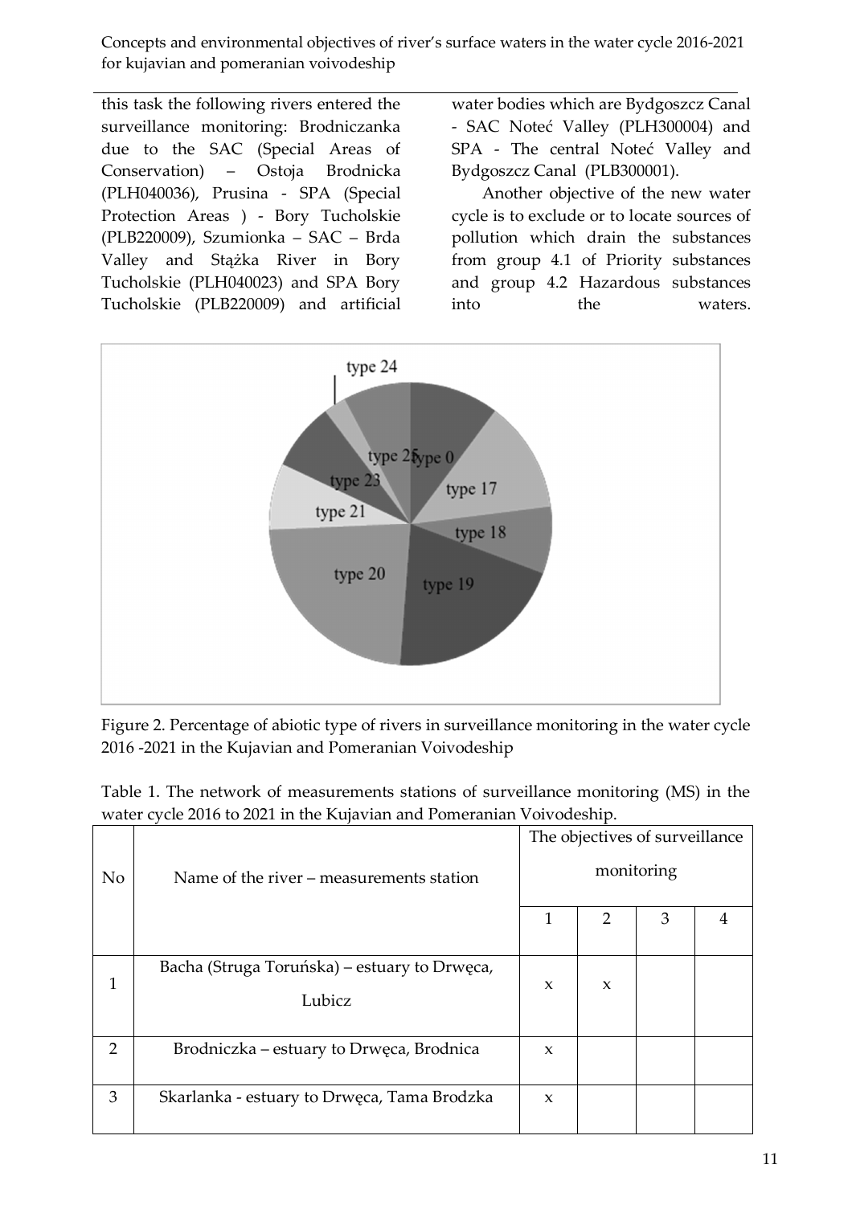this task the following rivers entered the surveillance monitoring: Brodniczanka due to the SAC (Special Areas of Conservation) – Ostoja Brodnicka (PLH040036), Prusina - SPA (Special Protection Areas ) - Bory Tucholskie (PLB220009), Szumionka – SAC – Brda Valley and Stążka River in Bory Tucholskie (PLH040023) and SPA Bory Tucholskie (PLB220009) and artificial water bodies which are Bydgoszcz Canal - SAC Noteć Valley (PLH300004) and SPA - The central Noteć Valley and Bydgoszcz Canal (PLB300001).

Another objective of the new water cycle is to exclude or to locate sources of pollution which drain the substances from group 4.1 of Priority substances and group 4.2 Hazardous substances into the waters.

Figure 2. Percentage of abiotic type of rivers in surveillance monitoring in the water cycle 2016 -2021 in the Kujavian and Pomeranian Voivodeship

Table 1. The network of measurements stations of surveillance monitoring (MS) in the water cycle 2016 to 2021 in the Kujavian and Pomeranian Voivodeship.

| No | Name of the river – measurements station | The objectives of surveillance monitoring | | | |
|---|---|---|---|---|---|
| | | 1 | 2 | 3 | 4 |
| 1 | Bacha (Struga Toruńska) – estuary to Drwęca, Lubicz | x | x | | |
| 2 | Brodniczka – estuary to Drwęca, Brodnica | x | | | |
| 3 | Skarlanka - estuary to Drwęca, Tama Brodzka | x | | | |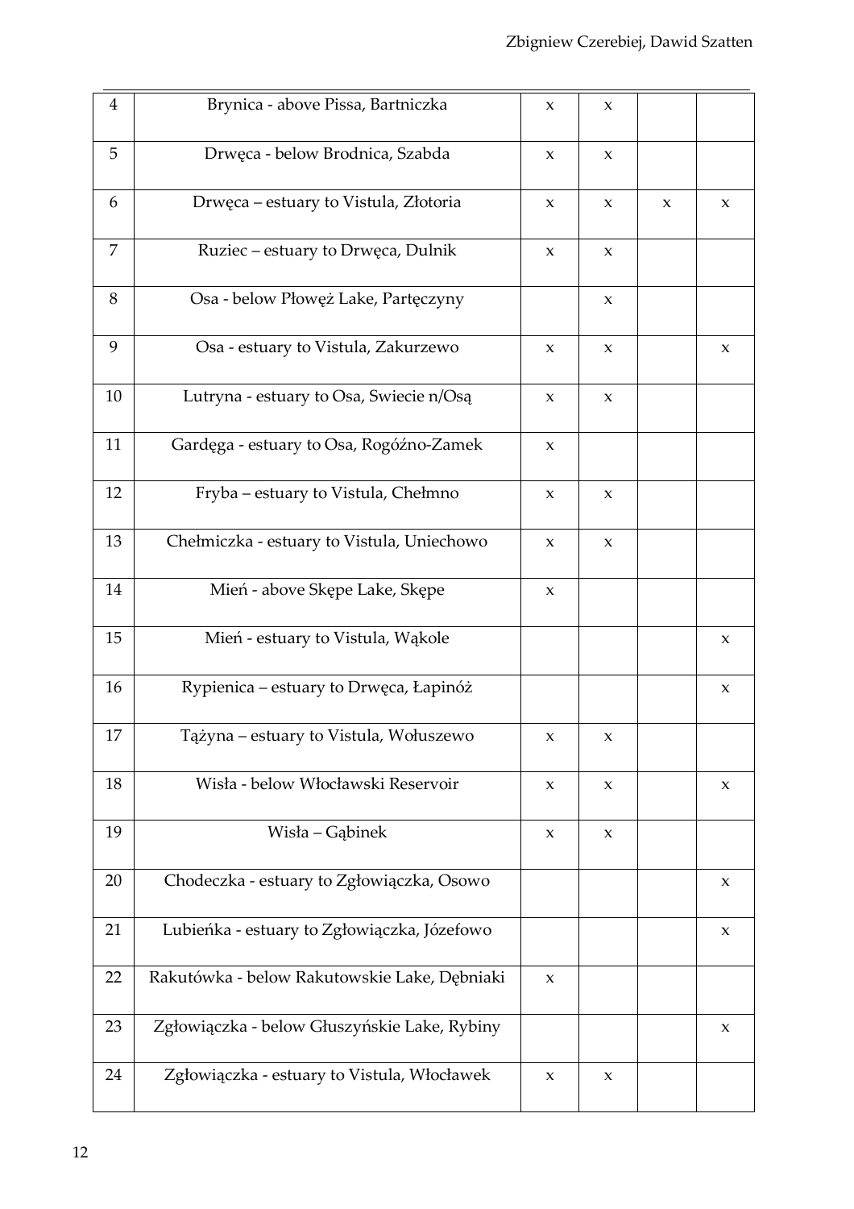| | | | | | |
|---|---|---|---|---|---|
| 4 | Brynica - above Pissa, Bartniczka | x | x | | |
| 5 | Drwęca - below Brodnica, Szabda | x | x | | |
| 6 | Drwęca – estuary to Vistula, Złotoria | x | x | x | x |
| 7 | Ruziec – estuary to Drwęca, Dulnik | x | x | | |
| 8 | Osa - below Płoweż Lake, Partęczyny | | x | | |
| 9 | Osa - estuary to Vistula, Zakurzewo | x | x | | x |
| 10 | Lutryna - estuary to Osa, Swiecie n/Osą | x | x | | |
| 11 | Gardęga - estuary to Osa, Rogóźno-Zamek | x | | | |
| 12 | Fryba – estuary to Vistula, Chełmno | x | x | | |
| 13 | Chełmiczka - estuary to Vistula, Uniechowo | x | x | | |
| 14 | Mień - above Skępe Lake, Skępe | x | | | |
| 15 | Mień - estuary to Vistula, Wąkole | | | | x |
| 16 | Rypienica – estuary to Drwęca, Łapinóż | | | | x |
| 17 | Tążyna – estuary to Vistula, Wołuszewo | x | x | | |
| 18 | Wisła - below Włocławski Reservoir | x | x | | x |
| 19 | Wisła – Gąbinek | x | x | | |
| 20 | Chodeczka - estuary to Zgłowiączka, Osowo | | | | x |
| 21 | Lubieńka - estuary to Zgłowiączka, Józefowo | | | | x |
| 22 | Rakutówka - below Rakutowskie Lake, Dębniaki | x | | | |
| 23 | Zgłowiączka - below Głuszyńskie Lake, Rybiny | | | | x |
| 24 | Zgłowiączka - estuary to Vistula, Włocławek | x | x | | |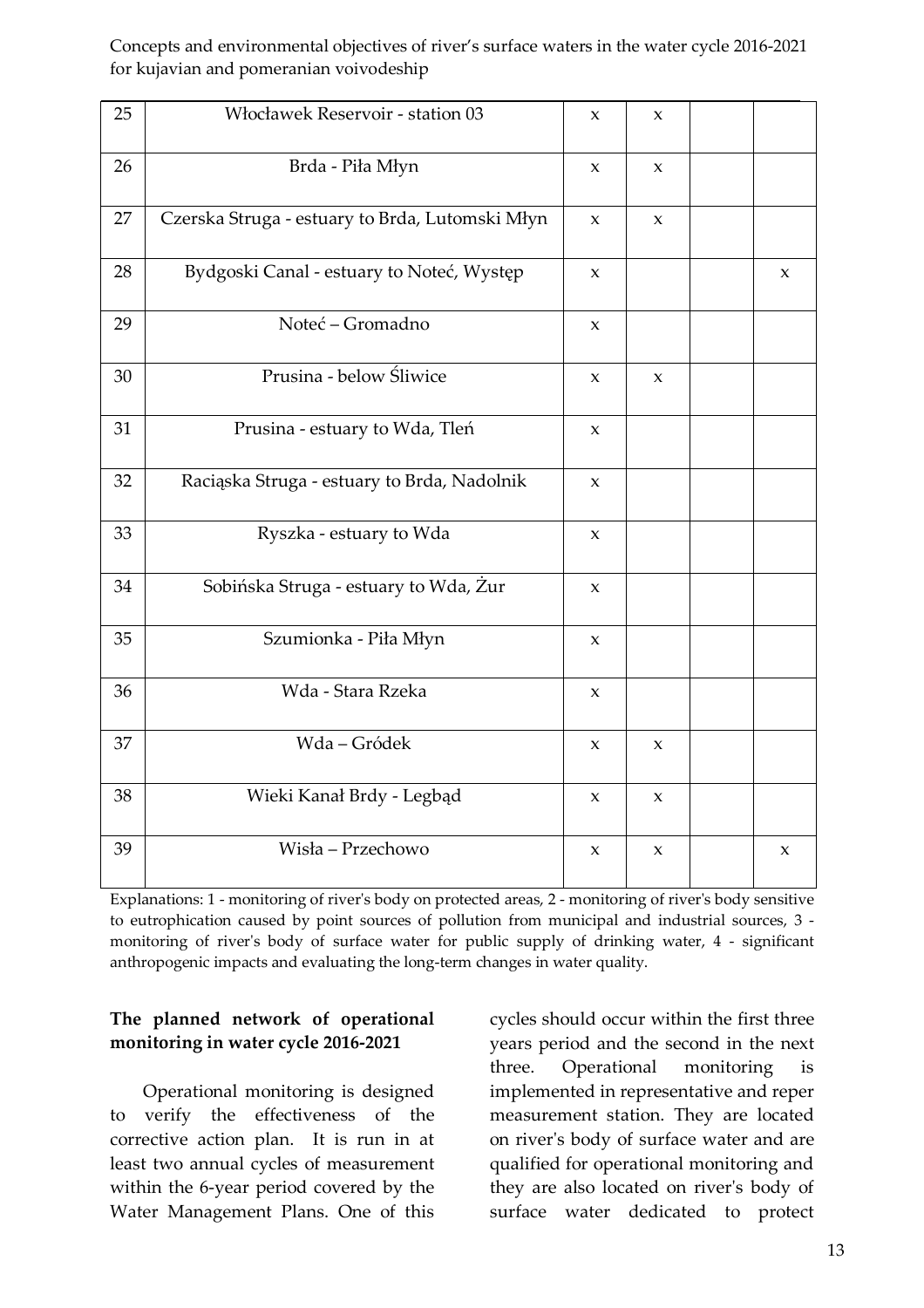| 25 | Włocławek Reservoir - station 03 | x | x | | |
|---|---|---|---|---|---|
| 26 | Brda - Piła Młyn | x | x | | |
| 27 | Czerska Struga - estuary to Brda, Lutomski Młyn | x | x | | |
| 28 | Bydgoski Canal - estuary to Noteć, Występ | x | | | x |
| 29 | Noteć – Gromadno | x | | | |
| 30 | Prusina - below Śliwice | x | x | | |
| 31 | Prusina - estuary to Wda, Tleń | x | | | |
| 32 | Raciąska Struga - estuary to Brda, Nadolnik | x | | | |
| 33 | Ryszka - estuary to Wda | x | | | |
| 34 | Sobińska Struga - estuary to Wda, Żur | x | | | |
| 35 | Szumionka - Piła Młyn | x | | | |
| 36 | Wda - Stara Rzeka | x | | | |
| 37 | Wda – Gródek | x | x | | |
| 38 | Wieki Kanał Brdy - Legbąd | x | x | | |
| 39 | Wisła – Przechowo | x | x | | x |

Explanations: 1 - monitoring of river's body on protected areas, 2 - monitoring of river's body sensitive to eutrophication caused by point sources of pollution from municipal and industrial sources, 3 - monitoring of river's body of surface water for public supply of drinking water, 4 - significant anthropogenic impacts and evaluating the long-term changes in water quality.

**The planned network of operational monitoring in water cycle 2016-2021**

Operational monitoring is designed to verify the effectiveness of the corrective action plan. It is run in at least two annual cycles of measurement within the 6-year period covered by the Water Management Plans. One of this cycles should occur within the first three years period and the second in the next three. Operational monitoring is implemented in representative and reper measurement station. They are located on river's body of surface water and are qualified for operational monitoring and they are also located on river's body of surface water dedicated to protect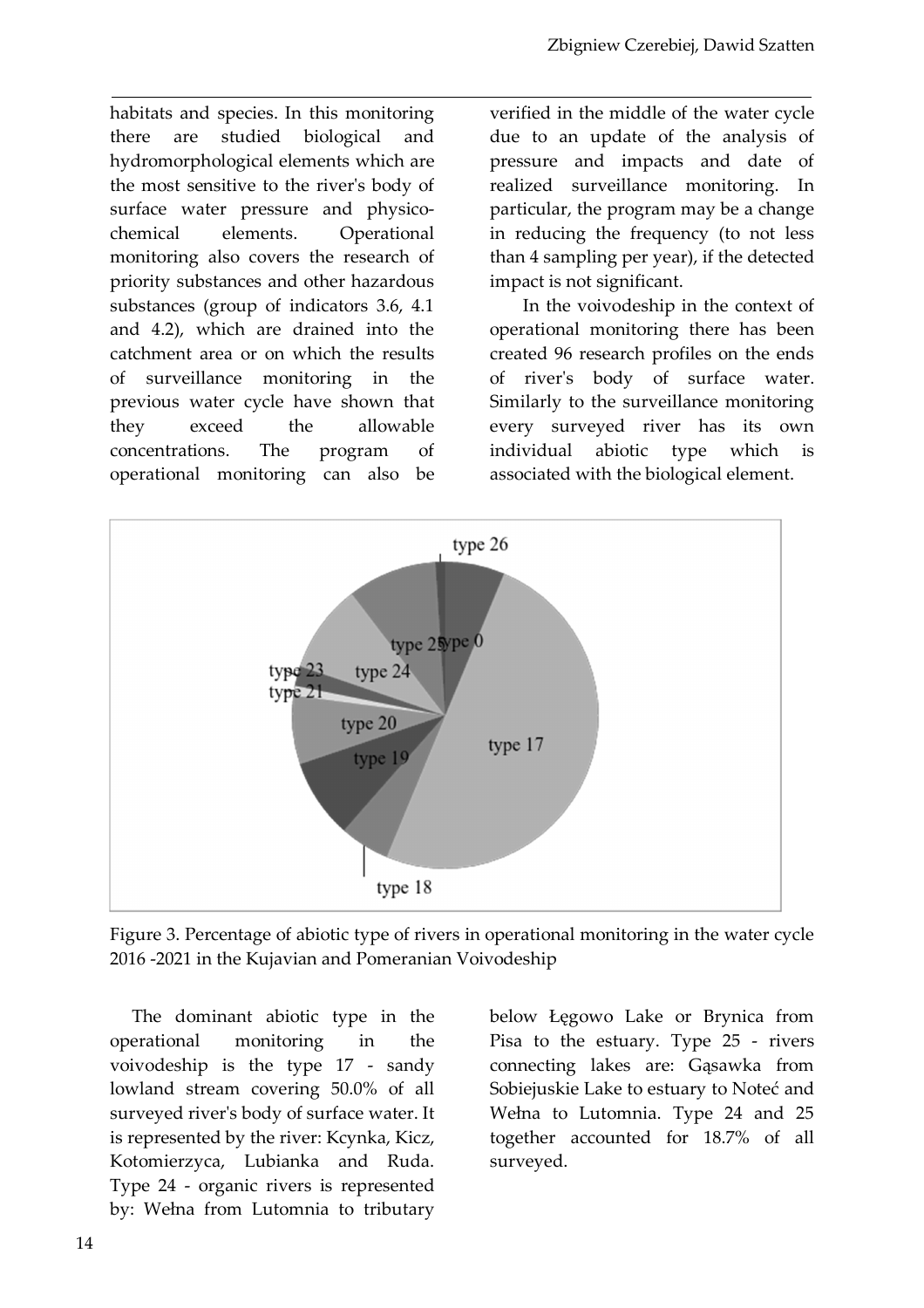habitats and species. In this monitoring there are studied biological and hydromorphological elements which are the most sensitive to the river's body of surface water pressure and physico-chemical elements. Operational monitoring also covers the research of priority substances and other hazardous substances (group of indicators 3.6, 4.1 and 4.2), which are drained into the catchment area or on which the results of surveillance monitoring in the previous water cycle have shown that they exceed the allowable concentrations. The program of operational monitoring can also be verified in the middle of the water cycle due to an update of the analysis of pressure and impacts and date of realized surveillance monitoring. In particular, the program may be a change in reducing the frequency (to not less than 4 sampling per year), if the detected impact is not significant.

In the voivodeship in the context of operational monitoring there has been created 96 research profiles on the ends of river's body of surface water. Similarly to the surveillance monitoring every surveyed river has its own individual abiotic type which is associated with the biological element.

Figure 3. Percentage of abiotic type of rivers in operational monitoring in the water cycle 2016 -2021 in the Kujavian and Pomeranian Voivodeship

The dominant abiotic type in the operational monitoring in the voivodeship is the type 17 - sandy lowland stream covering 50.0% of all surveyed river's body of surface water. It is represented by the river: Kcynka, Kicz, Kotomierzyca, Lubianka and Ruda. Type 24 - organic rivers is represented by: Wełna from Lutomnia to tributary below Łęgowo Lake or Brynica from Pisa to the estuary. Type 25 - rivers connecting lakes are: Gąsawka from Sobiejuskie Lake to estuary to Noteć and Wełna to Lutomnia. Type 24 and 25 together accounted for 18.7% of all surveyed.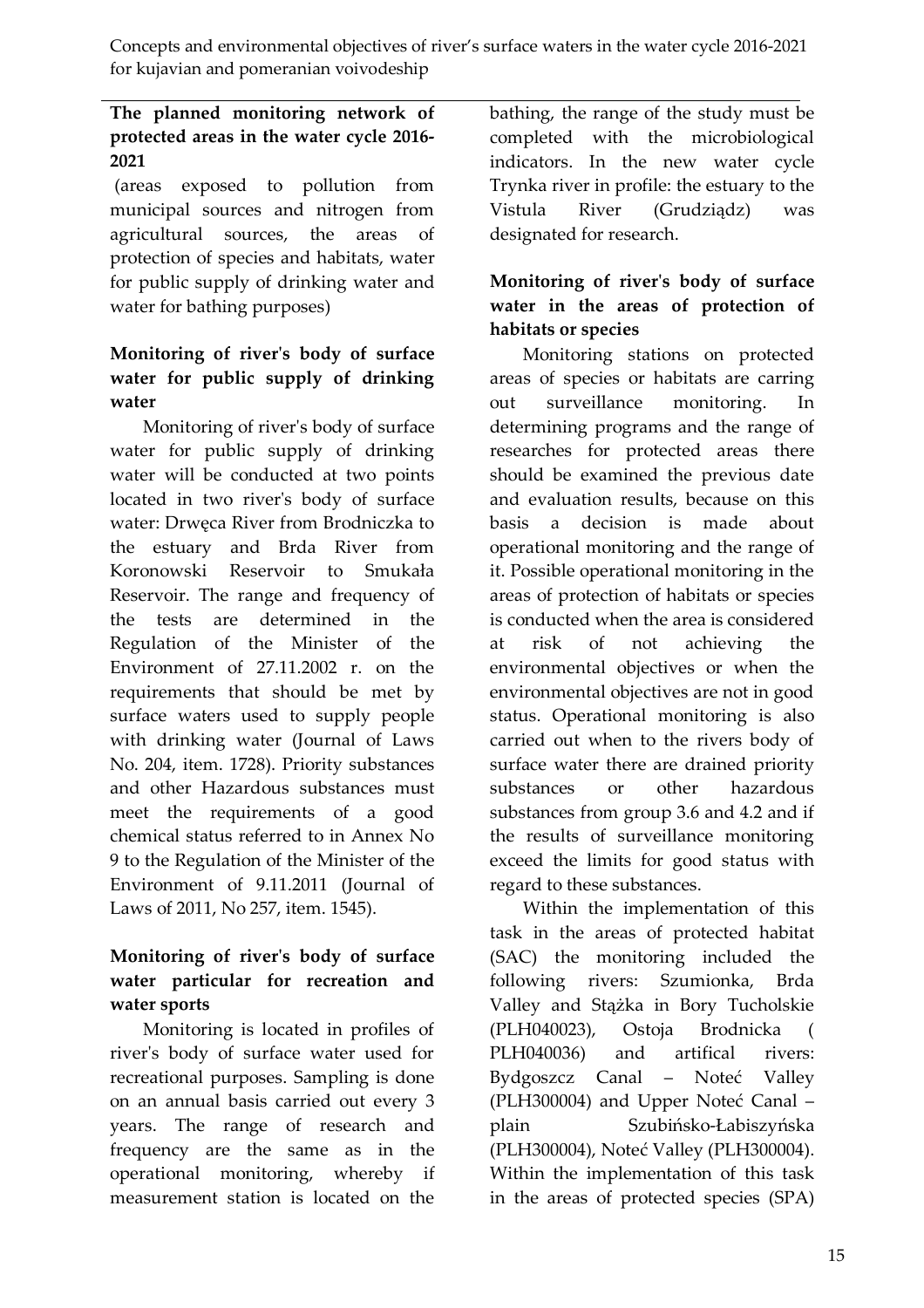**The planned monitoring network of protected areas in the water cycle 2016-2021**

(areas exposed to pollution from municipal sources and nitrogen from agricultural sources, the areas of protection of species and habitats, water for public supply of drinking water and water for bathing purposes)

**Monitoring of river's body of surface water for public supply of drinking water**

Monitoring of river's body of surface water for public supply of drinking water will be conducted at two points located in two river's body of surface water: Drwęca River from Brodniczka to the estuary and Brda River from Koronowski Reservoir to Smukała Reservoir. The range and frequency of the tests are determined in the Regulation of the Minister of the Environment of 27.11.2002 r. on the requirements that should be met by surface waters used to supply people with drinking water (Journal of Laws No. 204, item. 1728). Priority substances and other Hazardous substances must meet the requirements of a good chemical status referred to in Annex No 9 to the Regulation of the Minister of the Environment of 9.11.2011 (Journal of Laws of 2011, No 257, item. 1545).

**Monitoring of river's body of surface water particular for recreation and water sports**

Monitoring is located in profiles of river's body of surface water used for recreational purposes. Sampling is done on an annual basis carried out every 3 years. The range of research and frequency are the same as in the operational monitoring, whereby if measurement station is located on the bathing, the range of the study must be completed with the microbiological indicators. In the new water cycle Trynka river in profile: the estuary to the Vistula River (Grudziądz) was designated for research.

**Monitoring of river's body of surface water in the areas of protection of habitats or species**

Monitoring stations on protected areas of species or habitats are carring out surveillance monitoring. In determining programs and the range of researches for protected areas there should be examined the previous date and evaluation results, because on this basis a decision is made about operational monitoring and the range of it. Possible operational monitoring in the areas of protection of habitats or species is conducted when the area is considered at risk of not achieving the environmental objectives or when the environmental objectives are not in good status. Operational monitoring is also carried out when to the rivers body of surface water there are drained priority substances or other hazardous substances from group 3.6 and 4.2 and if the results of surveillance monitoring exceed the limits for good status with regard to these substances.

Within the implementation of this task in the areas of protected habitat (SAC) the monitoring included the following rivers: Szumionka, Brda Valley and Stążka in Bory Tucholskie (PLH040023), Ostoja Brodnicka ( PLH040036) and artifical rivers: Bydgoszcz Canal – Noteć Valley (PLH300004) and Upper Noteć Canal – plain Szubińsko-Łabiszyńska (PLH300004), Noteć Valley (PLH300004). Within the implementation of this task in the areas of protected species (SPA)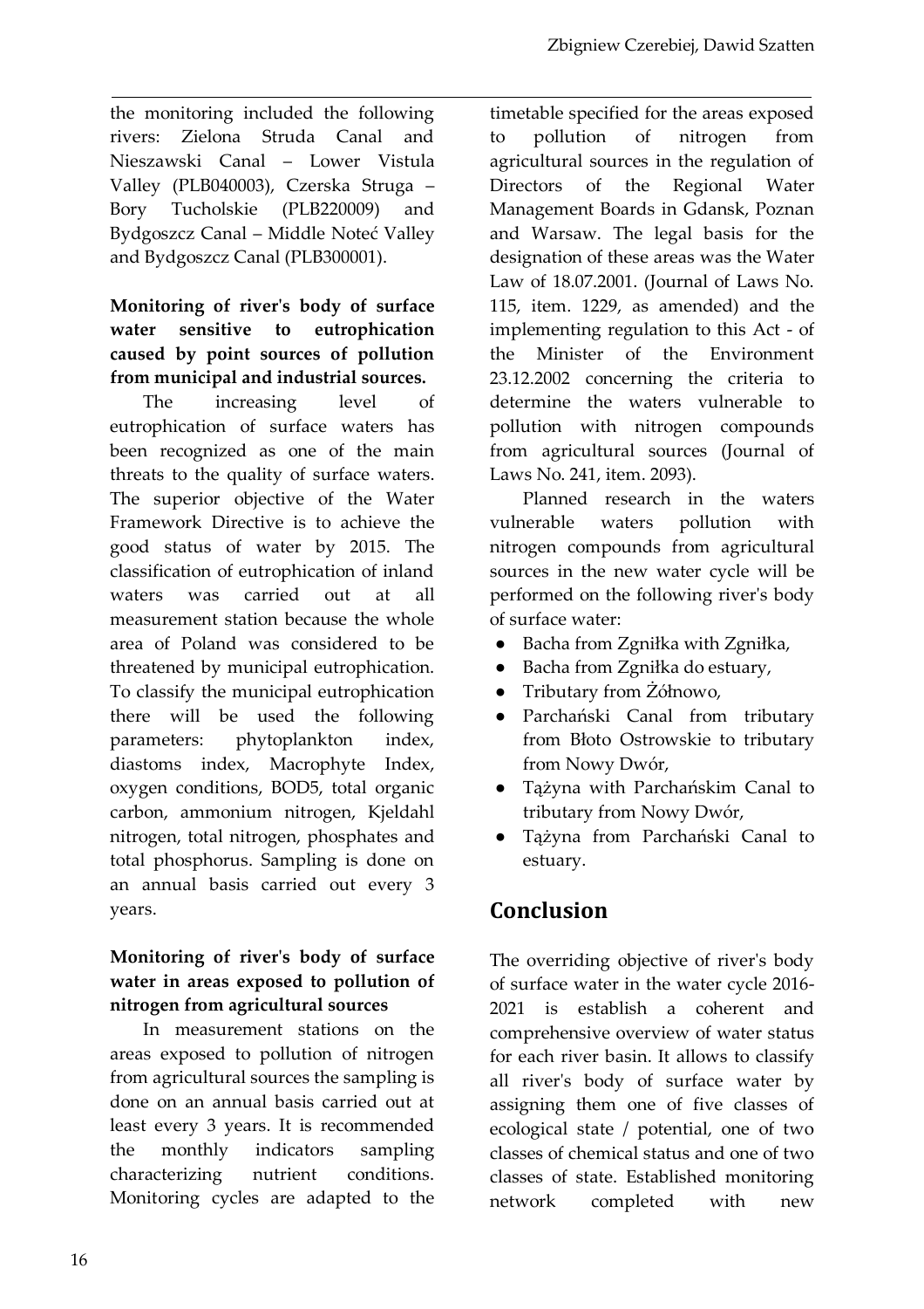the monitoring included the following rivers: Zielona Struda Canal and Nieszawski Canal – Lower Vistula Valley (PLB040003), Czerska Struga – Bory Tucholskie (PLB220009) and Bydgoszcz Canal – Middle Noteć Valley and Bydgoszcz Canal (PLB300001).

**Monitoring of river's body of surface water sensitive to eutrophication caused by point sources of pollution from municipal and industrial sources.**

The increasing level of eutrophication of surface waters has been recognized as one of the main threats to the quality of surface waters. The superior objective of the Water Framework Directive is to achieve the good status of water by 2015. The classification of eutrophication of inland waters was carried out at all measurement station because the whole area of Poland was considered to be threatened by municipal eutrophication. To classify the municipal eutrophication there will be used the following parameters: phytoplankton index, diastoms index, Macrophyte Index, oxygen conditions, BOD5, total organic carbon, ammonium nitrogen, Kjeldahl nitrogen, total nitrogen, phosphates and total phosphorus. Sampling is done on an annual basis carried out every 3 years.

**Monitoring of river's body of surface water in areas exposed to pollution of nitrogen from agricultural sources**

In measurement stations on the areas exposed to pollution of nitrogen from agricultural sources the sampling is done on an annual basis carried out at least every 3 years. It is recommended the monthly indicators sampling characterizing nutrient conditions. Monitoring cycles are adapted to the timetable specified for the areas exposed to pollution of nitrogen from agricultural sources in the regulation of Directors of the Regional Water Management Boards in Gdansk, Poznan and Warsaw. The legal basis for the designation of these areas was the Water Law of 18.07.2001. (Journal of Laws No. 115, item. 1229, as amended) and the implementing regulation to this Act - of the Minister of the Environment 23.12.2002 concerning the criteria to determine the waters vulnerable to pollution with nitrogen compounds from agricultural sources (Journal of Laws No. 241, item. 2093).

Planned research in the waters vulnerable waters pollution with nitrogen compounds from agricultural sources in the new water cycle will be performed on the following river's body of surface water:

- Bacha from Zgniłka with Zgniłka,
- Bacha from Zgniłka do estuary,
- Tributary from Żółnowo,
- Parchański Canal from tributary from Błoto Ostrowskie to tributary from Nowy Dwór,
- Tążyna with Parchańskim Canal to tributary from Nowy Dwór,
- Tążyna from Parchański Canal to estuary.

## Conclusion

The overriding objective of river's body of surface water in the water cycle 2016-2021 is establish a coherent and comprehensive overview of water status for each river basin. It allows to classify all river's body of surface water by assigning them one of five classes of ecological state / potential, one of two classes of chemical status and one of two classes of state. Established monitoring network completed with new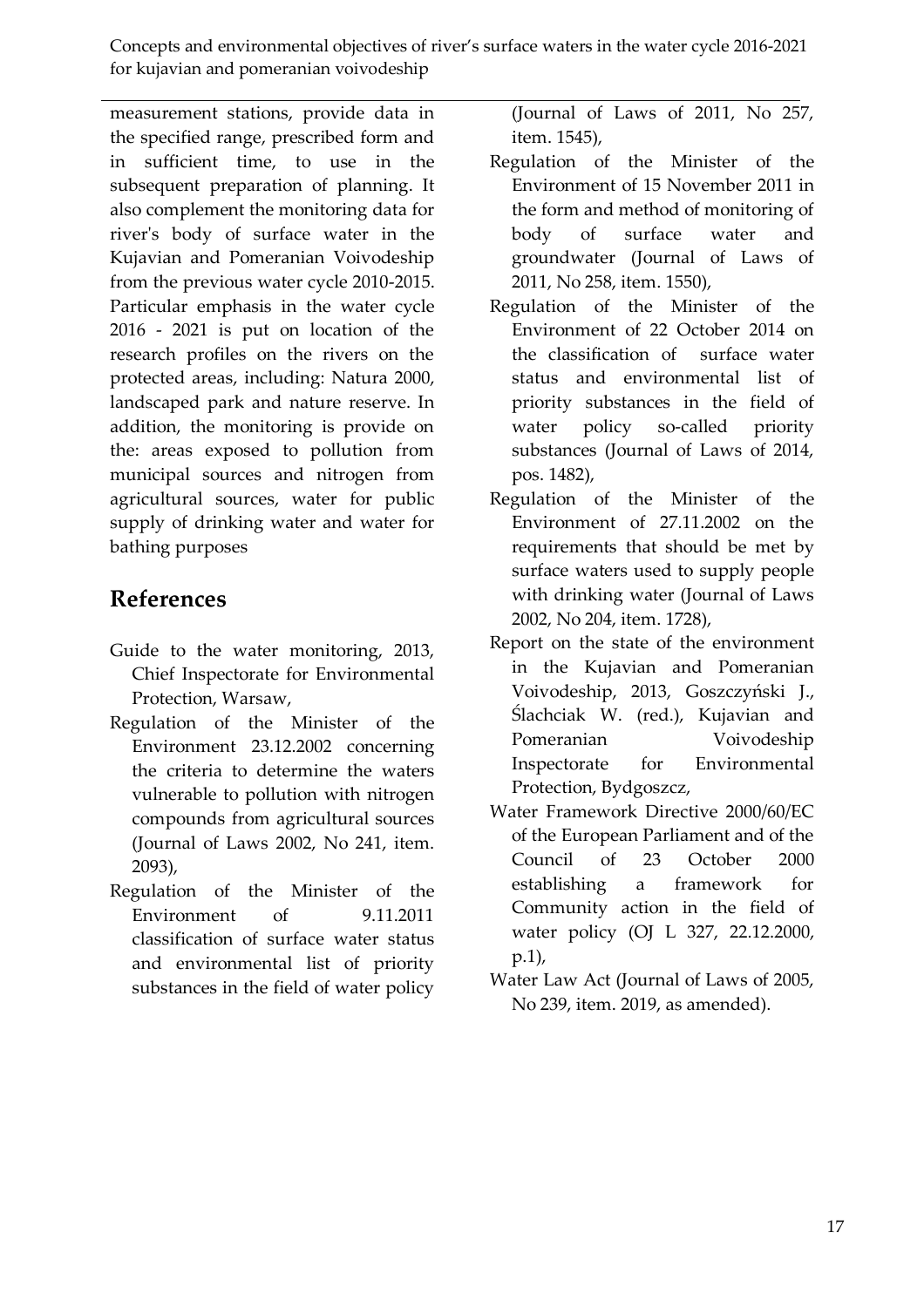measurement stations, provide data in the specified range, prescribed form and in sufficient time, to use in the subsequent preparation of planning. It also complement the monitoring data for river's body of surface water in the Kujavian and Pomeranian Voivodeship from the previous water cycle 2010-2015. Particular emphasis in the water cycle 2016 - 2021 is put on location of the research profiles on the rivers on the protected areas, including: Natura 2000, landscaped park and nature reserve. In addition, the monitoring is provide on the: areas exposed to pollution from municipal sources and nitrogen from agricultural sources, water for public supply of drinking water and water for bathing purposes

## References

Guide to the water monitoring, 2013, Chief Inspectorate for Environmental Protection, Warsaw,

Regulation of the Minister of the Environment 23.12.2002 concerning the criteria to determine the waters vulnerable to pollution with nitrogen compounds from agricultural sources (Journal of Laws 2002, No 241, item. 2093),

Regulation of the Minister of the Environment of 9.11.2011 classification of surface water status and environmental list of priority substances in the field of water policy (Journal of Laws of 2011, No 257, item. 1545),

Regulation of the Minister of the Environment of 15 November 2011 in the form and method of monitoring of body of surface water and groundwater (Journal of Laws of 2011, No 258, item. 1550),

Regulation of the Minister of the Environment of 22 October 2014 on the classification of surface water status and environmental list of priority substances in the field of water policy so-called priority substances (Journal of Laws of 2014, pos. 1482),

Regulation of the Minister of the Environment of 27.11.2002 on the requirements that should be met by surface waters used to supply people with drinking water (Journal of Laws 2002, No 204, item. 1728),

Report on the state of the environment in the Kujavian and Pomeranian Voivodeship, 2013, Goszczyński J., Ślachciak W. (red.), Kujavian and Pomeranian Voivodeship Inspectorate for Environmental Protection, Bydgoszcz,

Water Framework Directive 2000/60/EC of the European Parliament and of the Council of 23 October 2000 establishing a framework for Community action in the field of water policy (OJ L 327, 22.12.2000, p.1),

Water Law Act (Journal of Laws of 2005, No 239, item. 2019, as amended).